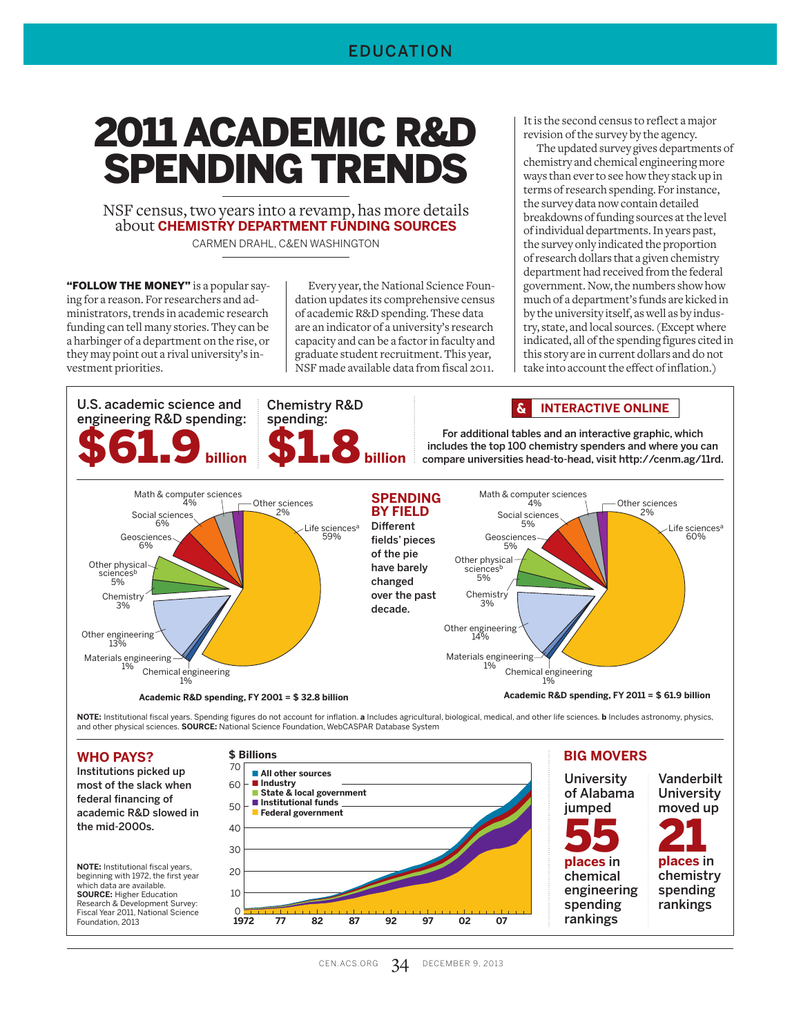# 2011 ACADEMIC R&D SPENDING TRENDS

NSF census, two years into a revamp, has more details about **CHEMISTRY DEPARTMENT FUNDING SOURCES**

CARMEN DRAHL, C&EN WASHINGTON

**"FOLLOW THE MONEY"** is a popular saying for a reason. For researchers and administrators, trends in academic research funding can tell many stories. They can be a harbinger of a department on the rise, or they may point out a rival university's investment priorities.

Every year, the National Science Foundation updates its comprehensive census of academic R&D spending. These data are an indicator of a university's research capacity and can be a factor in faculty and graduate student recruitment. This year, NSF made available data from fiscal 2011.

It is the second census to reflect a major revision of the survey by the agency.

The updated survey gives departments of chemistry and chemical engineering more ways than ever to see how they stack up in terms of research spending. For instance, the survey data now contain detailed breakdowns of funding sources at the level of individual departments. In years past, the survey only indicated the proportion of research dollars that a given chemistry department had received from the federal government. Now, the numbers show how much of a department's funds are kicked in by the university itself, as well as by industry, state, and local sources. (Except where indicated, all of the spending figures cited in this story are in current dollars and do not take into account the effect of inflation.)

U.S. academic science and engineering R&D spending: **$61.9 billion**

Chemistry R&D spending: **$1.8 billion**

**INTERACTIVE ONLINE**

For additional tables and an interactive graphic, which includes the top 100 chemistry spenders and where you can compare universities head-to-head, visit http://cenm.ag/11rd.

## SPENDING BY FIELD

Different fields' pieces of the pie have barely changed over the past decade.

| Field | FY 2001 | FY 2011 |
|---|---|---|
| Life sciences[a] | 59% | 60% |
| Other sciences | 2% | 2% |
| Math & computer sciences | 4% | 4% |
| Social sciences | 6% | 5% |
| Geosciences | 6% | 5% |
| Other physical sciences[b] | 5% | 5% |
| Chemistry | 3% | 3% |
| Other engineering | 13% | 14% |
| Materials engineering | 1% | 1% |
| Chemical engineering | 1% | 1% |

Academic R&D spending, FY 2001 = $ 32.8 billion

Academic R&D spending, FY 2011 = $ 61.9 billion

**NOTE:** Institutional fiscal years. Spending figures do not account for inflation. **a** Includes agricultural, biological, medical, and other life sciences. **b** Includes astronomy, physics, and other physical sciences. **SOURCE:** National Science Foundation, WebCASPAR Database System

## WHO PAYS?

Institutions picked up most of the slack when federal financing of academic R&D slowed in the mid-2000s.

$ Billions (1972–2011): All other sources; Industry; State & local government; Institutional funds; Federal government

**NOTE:** Institutional fiscal years, beginning with 1972, the first year which data are available. **SOURCE:** Higher Education Research & Development Survey: Fiscal Year 2011, National Science Foundation, 2013

## BIG MOVERS

University of Alabama jumped **55 places** in chemical engineering spending rankings

Vanderbilt University moved up **21 places** in chemistry spending rankings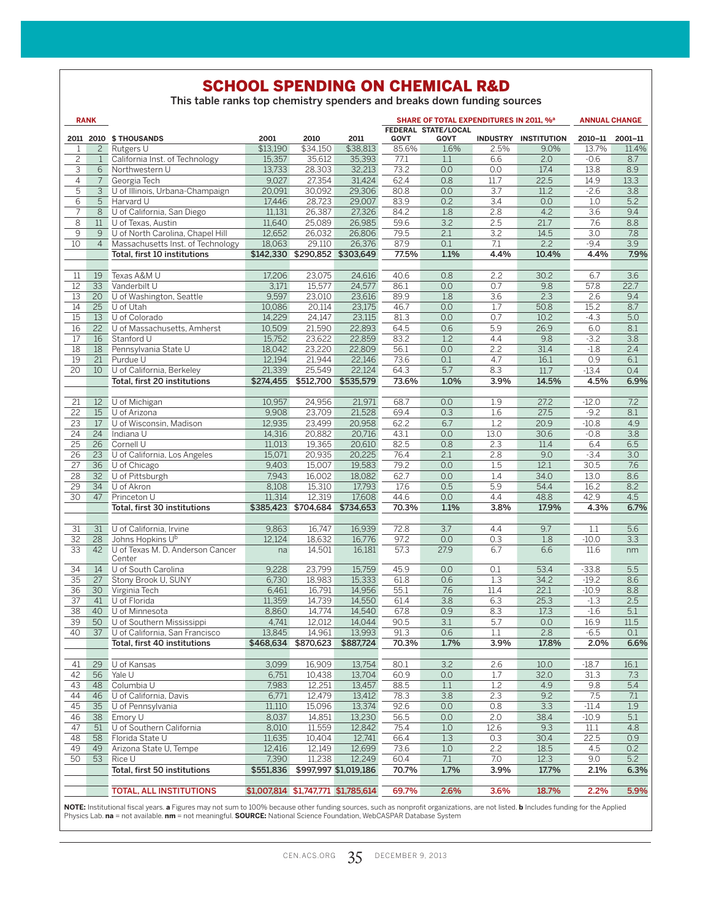## SCHOOL SPENDING ON CHEMICAL R&D

This table ranks top chemistry spenders and breaks down funding sources

| RANK | | | | | | SHARE OF TOTAL EXPENDITURES IN 2011, %[a] | | | | ANNUAL CHANGE | |
|---|---|---|---|---|---|---|---|---|---|---|---|
| 2011 | 2010 | $ THOUSANDS | 2001 | 2010 | 2011 | FEDERAL GOVT | STATE/LOCAL GOVT | INDUSTRY | INSTITUTION | 2010–11 | 2001–11 |
| 1 | 2 | Rutgers U | $13,190 | $34,150 | $38,813 | 85.6% | 1.6% | 2.5% | 9.0% | 13.7% | 11.4% |
| 2 | 1 | California Inst. of Technology | 15,357 | 35,612 | 35,393 | 77.1 | 1.1 | 6.6 | 2.0 | -0.6 | 8.7 |
| 3 | 6 | Northwestern U | 13,733 | 28,303 | 32,213 | 73.2 | 0.0 | 0.0 | 17.4 | 13.8 | 8.9 |
| 4 | 7 | Georgia Tech | 9,027 | 27,354 | 31,424 | 62.4 | 0.8 | 11.7 | 22.5 | 14.9 | 13.3 |
| 5 | 3 | U of Illinois, Urbana-Champaign | 20,091 | 30,092 | 29,306 | 80.8 | 0.0 | 3.7 | 11.2 | -2.6 | 3.8 |
| 6 | 5 | Harvard U | 17,446 | 28,723 | 29,007 | 83.9 | 0.2 | 3.4 | 0.0 | 1.0 | 5.2 |
| 7 | 8 | U of California, San Diego | 11,131 | 26,387 | 27,326 | 84.2 | 1.8 | 2.8 | 4.2 | 3.6 | 9.4 |
| 8 | 11 | U of Texas, Austin | 11,640 | 25,089 | 26,985 | 59.6 | 3.2 | 2.5 | 21.7 | 7.6 | 8.8 |
| 9 | 9 | U of North Carolina, Chapel Hill | 12,652 | 26,032 | 26,806 | 79.5 | 2.1 | 3.2 | 14.5 | 3.0 | 7.8 |
| 10 | 4 | Massachusetts Inst. of Technology | 18,063 | 29,110 | 26,376 | 87.9 | 0.1 | 7.1 | 2.2 | -9.4 | 3.9 |
| | | **Total, first 10 institutions** | **$142,330** | **$290,852** | **$303,649** | **77.5%** | **1.1%** | **4.4%** | **10.4%** | **4.4%** | **7.9%** |
| 11 | 19 | Texas A&M U | 17,206 | 23,075 | 24,616 | 40.6 | 0.8 | 2.2 | 30.2 | 6.7 | 3.6 |
| 12 | 33 | Vanderbilt U | 3,171 | 15,577 | 24,577 | 86.1 | 0.0 | 0.7 | 9.8 | 57.8 | 22.7 |
| 13 | 20 | U of Washington, Seattle | 9,597 | 23,010 | 23,616 | 89.9 | 1.8 | 3.6 | 2.3 | 2.6 | 9.4 |
| 14 | 25 | U of Utah | 10,086 | 20,114 | 23,175 | 46.7 | 0.0 | 1.7 | 50.8 | 15.2 | 8.7 |
| 15 | 13 | U of Colorado | 14,229 | 24,147 | 23,115 | 81.3 | 0.0 | 0.7 | 10.2 | -4.3 | 5.0 |
| 16 | 22 | U of Massachusetts, Amherst | 10,509 | 21,590 | 22,893 | 64.5 | 0.6 | 5.9 | 26.9 | 6.0 | 8.1 |
| 17 | 16 | Stanford U | 15,752 | 23,622 | 22,859 | 83.2 | 1.2 | 4.4 | 9.8 | -3.2 | 3.8 |
| 18 | 18 | Pennsylvania State U | 18,042 | 23,220 | 22,809 | 56.1 | 0.0 | 2.2 | 31.4 | -1.8 | 2.4 |
| 19 | 21 | Purdue U | 12,194 | 21,944 | 22,146 | 73.6 | 0.1 | 4.7 | 16.1 | 0.9 | 6.1 |
| 20 | 10 | U of California, Berkeley | 21,339 | 25,549 | 22,124 | 64.3 | 5.7 | 8.3 | 11.7 | -13.4 | 0.4 |
| | | **Total, first 20 institutions** | **$274,455** | **$512,700** | **$535,579** | **73.6%** | **1.0%** | **3.9%** | **14.5%** | **4.5%** | **6.9%** |
| 21 | 12 | U of Michigan | 10,957 | 24,956 | 21,971 | 68.7 | 0.0 | 1.9 | 27.2 | -12.0 | 7.2 |
| 22 | 15 | U of Arizona | 9,908 | 23,709 | 21,528 | 69.4 | 0.3 | 1.6 | 27.5 | -9.2 | 8.1 |
| 23 | 17 | U of Wisconsin, Madison | 12,935 | 23,499 | 20,958 | 62.2 | 6.7 | 1.2 | 20.9 | -10.8 | 4.9 |
| 24 | 24 | Indiana U | 14,316 | 20,882 | 20,716 | 43.1 | 0.0 | 13.0 | 30.6 | -0.8 | 3.8 |
| 25 | 26 | Cornell U | 11,013 | 19,365 | 20,610 | 82.5 | 0.8 | 2.3 | 11.4 | 6.4 | 6.5 |
| 26 | 23 | U of California, Los Angeles | 15,071 | 20,935 | 20,225 | 76.4 | 2.1 | 2.8 | 9.0 | -3.4 | 3.0 |
| 27 | 36 | U of Chicago | 9,403 | 15,007 | 19,583 | 79.2 | 0.0 | 1.5 | 12.1 | 30.5 | 7.6 |
| 28 | 32 | U of Pittsburgh | 7,943 | 16,002 | 18,082 | 62.7 | 0.0 | 1.4 | 34.0 | 13.0 | 8.6 |
| 29 | 34 | U of Akron | 8,108 | 15,310 | 17,793 | 17.6 | 0.5 | 5.9 | 54.4 | 16.2 | 8.2 |
| 30 | 47 | Princeton U | 11,314 | 12,319 | 17,608 | 44.6 | 0.0 | 4.4 | 48.8 | 42.9 | 4.5 |
| | | **Total, first 30 institutions** | **$385,423** | **$704,684** | **$734,653** | **70.3%** | **1.1%** | **3.8%** | **17.9%** | **4.3%** | **6.7%** |
| 31 | 31 | U of California, Irvine | 9,863 | 16,747 | 16,939 | 72.8 | 3.7 | 4.4 | 9.7 | 1.1 | 5.6 |
| 32 | 28 | Johns Hopkins U[b] | 12,124 | 18,632 | 16,776 | 97.2 | 0.0 | 0.3 | 1.8 | -10.0 | 3.3 |
| 33 | 42 | U of Texas M. D. Anderson Cancer Center | na | 14,501 | 16,181 | 57.3 | 27.9 | 6.7 | 6.6 | 11.6 | nm |
| 34 | 14 | U of South Carolina | 9,228 | 23,799 | 15,759 | 45.9 | 0.0 | 0.1 | 53.4 | -33.8 | 5.5 |
| 35 | 27 | Stony Brook U, SUNY | 6,730 | 18,983 | 15,333 | 61.8 | 0.6 | 1.3 | 34.2 | -19.2 | 8.6 |
| 36 | 30 | Virginia Tech | 6,461 | 16,791 | 14,956 | 55.1 | 7.6 | 11.4 | 22.1 | -10.9 | 8.8 |
| 37 | 41 | U of Florida | 11,359 | 14,739 | 14,550 | 61.4 | 3.8 | 6.3 | 25.3 | -1.3 | 2.5 |
| 38 | 40 | U of Minnesota | 8,860 | 14,774 | 14,540 | 67.8 | 0.9 | 8.3 | 17.3 | -1.6 | 5.1 |
| 39 | 50 | U of Southern Mississippi | 4,741 | 12,012 | 14,044 | 90.5 | 3.1 | 5.7 | 0.0 | 16.9 | 11.5 |
| 40 | 37 | U of California, San Francisco | 13,845 | 14,961 | 13,993 | 91.3 | 0.6 | 1.1 | 2.8 | -6.5 | 0.1 |
| | | **Total, first 40 institutions** | **$468,634** | **$870,623** | **$887,724** | **70.3%** | **1.7%** | **3.9%** | **17.8%** | **2.0%** | **6.6%** |
| 41 | 29 | U of Kansas | 3,099 | 16,909 | 13,754 | 80.1 | 3.2 | 2.6 | 10.0 | -18.7 | 16.1 |
| 42 | 56 | Yale U | 6,751 | 10,438 | 13,704 | 60.9 | 0.0 | 1.7 | 32.0 | 31.3 | 7.3 |
| 43 | 48 | Columbia U | 7,983 | 12,251 | 13,457 | 88.5 | 1.1 | 1.2 | 4.9 | 9.8 | 5.4 |
| 44 | 46 | U of California, Davis | 6,771 | 12,479 | 13,412 | 78.3 | 3.8 | 2.3 | 9.2 | 7.5 | 7.1 |
| 45 | 35 | U of Pennsylvania | 11,110 | 15,096 | 13,374 | 92.6 | 0.0 | 0.8 | 3.3 | -11.4 | 1.9 |
| 46 | 38 | Emory U | 8,037 | 14,851 | 13,230 | 56.5 | 0.0 | 2.0 | 38.4 | -10.9 | 5.1 |
| 47 | 51 | U of Southern California | 8,010 | 11,559 | 12,842 | 75.4 | 1.0 | 12.6 | 9.3 | 11.1 | 4.8 |
| 48 | 58 | Florida State U | 11,635 | 10,404 | 12,741 | 66.4 | 1.3 | 0.3 | 30.4 | 22.5 | 0.9 |
| 49 | 49 | Arizona State U, Tempe | 12,416 | 12,149 | 12,699 | 73.6 | 1.0 | 2.2 | 18.5 | 4.5 | 0.2 |
| 50 | 53 | Rice U | 7,390 | 11,238 | 12,249 | 60.4 | 7.1 | 7.0 | 12.3 | 9.0 | 5.2 |
| | | **Total, first 50 institutions** | **$551,836** | **$997,997** | **$1,019,186** | **70.7%** | **1.7%** | **3.9%** | **17.7%** | **2.1%** | **6.3%** |
| | | **TOTAL, ALL INSTITUTIONS** | **$1,007,814** | **$1,747,771** | **$1,785,614** | **69.7%** | **2.6%** | **3.6%** | **18.7%** | **2.2%** | **5.9%** |

**NOTE:** Institutional fiscal years. **a** Figures may not sum to 100% because other funding sources, such as nonprofit organizations, are not listed. **b** Includes funding for the Applied Physics Lab. **na** = not available. **nm** = not meaningful. **SOURCE:** National Science Foundation, WebCASPAR Database System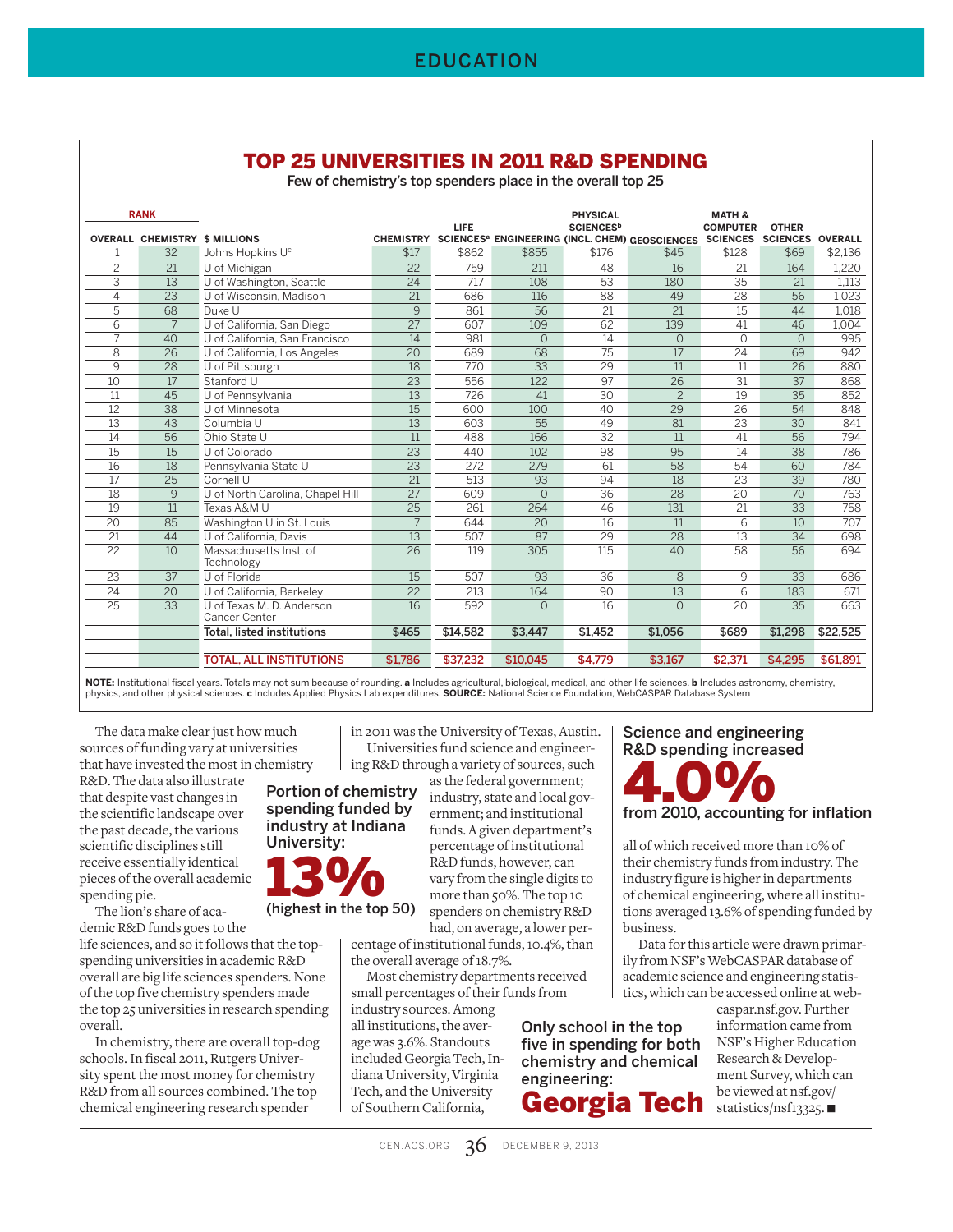## TOP 25 UNIVERSITIES IN 2011 R&D SPENDING

Few of chemistry's top spenders place in the overall top 25

| RANK | | | | | | | | | | |
|---|---|---|---|---|---|---|---|---|---|---|
| OVERALL | CHEMISTRY | $ MILLIONS | CHEMISTRY | LIFE SCIENCES[a] | ENGINEERING | PHYSICAL SCIENCES[b] (INCL. CHEM) | GEOSCIENCES | MATH & COMPUTER SCIENCES | OTHER SCIENCES | OVERALL |
| 1 | 32 | Johns Hopkins U[c] | $17 | $862 | $855 | $176 | $45 | $128 | $69 | $2,136 |
| 2 | 21 | U of Michigan | 22 | 759 | 211 | 48 | 16 | 21 | 164 | 1,220 |
| 3 | 13 | U of Washington, Seattle | 24 | 717 | 108 | 53 | 180 | 35 | 21 | 1,113 |
| 4 | 23 | U of Wisconsin, Madison | 21 | 686 | 116 | 88 | 49 | 28 | 56 | 1,023 |
| 5 | 68 | Duke U | 9 | 861 | 56 | 21 | 21 | 15 | 44 | 1,018 |
| 6 | 7 | U of California, San Diego | 27 | 607 | 109 | 62 | 139 | 41 | 46 | 1,004 |
| 7 | 40 | U of California, San Francisco | 14 | 981 | 0 | 14 | 0 | 0 | 0 | 995 |
| 8 | 26 | U of California, Los Angeles | 20 | 689 | 68 | 75 | 17 | 24 | 69 | 942 |
| 9 | 28 | U of Pittsburgh | 18 | 770 | 33 | 29 | 11 | 11 | 26 | 880 |
| 10 | 17 | Stanford U | 23 | 556 | 122 | 97 | 26 | 31 | 37 | 868 |
| 11 | 45 | U of Pennsylvania | 13 | 726 | 41 | 30 | 2 | 19 | 35 | 852 |
| 12 | 38 | U of Minnesota | 15 | 600 | 100 | 40 | 29 | 26 | 54 | 848 |
| 13 | 43 | Columbia U | 13 | 603 | 55 | 49 | 81 | 23 | 30 | 841 |
| 14 | 56 | Ohio State U | 11 | 488 | 166 | 32 | 11 | 41 | 56 | 794 |
| 15 | 15 | U of Colorado | 23 | 440 | 102 | 98 | 95 | 14 | 38 | 786 |
| 16 | 18 | Pennsylvania State U | 23 | 272 | 279 | 61 | 58 | 54 | 60 | 784 |
| 17 | 25 | Cornell U | 21 | 513 | 93 | 94 | 18 | 23 | 39 | 780 |
| 18 | 9 | U of North Carolina, Chapel Hill | 27 | 609 | 0 | 36 | 28 | 20 | 70 | 763 |
| 19 | 11 | Texas A&M U | 25 | 261 | 264 | 46 | 131 | 21 | 33 | 758 |
| 20 | 85 | Washington U in St. Louis | 7 | 644 | 20 | 16 | 11 | 6 | 10 | 707 |
| 21 | 44 | U of California, Davis | 13 | 507 | 87 | 29 | 28 | 13 | 34 | 698 |
| 22 | 10 | Massachusetts Inst. of Technology | 26 | 119 | 305 | 115 | 40 | 58 | 56 | 694 |
| 23 | 37 | U of Florida | 15 | 507 | 93 | 36 | 8 | 9 | 33 | 686 |
| 24 | 20 | U of California, Berkeley | 22 | 213 | 164 | 90 | 13 | 6 | 183 | 671 |
| 25 | 33 | U of Texas M. D. Anderson Cancer Center | 16 | 592 | 0 | 16 | 0 | 20 | 35 | 663 |
| | | **Total, listed institutions** | **$465** | **$14,582** | **$3,447** | **$1,452** | **$1,056** | **$689** | **$1,298** | **$22,525** |
| | | **TOTAL, ALL INSTITUTIONS** | **$1,786** | **$37,232** | **$10,045** | **$4,779** | **$3,167** | **$2,371** | **$4,295** | **$61,891** |

**NOTE:** Institutional fiscal years. Totals may not sum because of rounding. **a** Includes agricultural, biological, medical, and other life sciences. **b** Includes astronomy, chemistry, physics, and other physical sciences. **c** Includes Applied Physics Lab expenditures. **SOURCE:** National Science Foundation, WebCASPAR Database System

The data make clear just how much sources of funding vary at universities that have invested the most in chemistry R&D. The data also illustrate that despite vast changes in the scientific landscape over the past decade, the various scientific disciplines still receive essentially identical pieces of the overall academic spending pie.

The lion's share of academic R&D funds goes to the life sciences, and so it follows that the top-spending universities in academic R&D overall are big life sciences spenders. None of the top five chemistry spenders made the top 25 universities in research spending overall.

In chemistry, there are overall top-dog schools. In fiscal 2011, Rutgers University spent the most money for chemistry R&D from all sources combined. The top chemical engineering research spender in 2011 was the University of Texas, Austin.

Universities fund science and engineering R&D through a variety of sources, such as the federal government; industry, state and local government; and institutional funds. A given department's percentage of institutional R&D funds, however, can vary from the single digits to more than 50%. The top 10 spenders on chemistry R&D had, on average, a lower percentage of institutional funds, 10.4%, than the overall average of 18.7%.

Most chemistry departments received small percentages of their funds from industry sources. Among all institutions, the average was 3.6%. Standouts included Georgia Tech, Indiana University, Virginia Tech, and the University of Southern California, all of which received more than 10% of their chemistry funds from industry. The industry figure is higher in departments of chemical engineering, where all institutions averaged 13.6% of spending funded by business.

Data for this article were drawn primarily from NSF's WebCASPAR database of academic science and engineering statistics, which can be accessed online at webcaspar.nsf.gov. Further information came from NSF's Higher Education Research & Development Survey, which can be viewed at nsf.gov/statistics/nsf13325. ■

**Portion of chemistry spending funded by industry at Indiana University:**

**13%**

**(highest in the top 50)**

**Science and engineering R&D spending increased**

**4.0%**

**from 2010, accounting for inflation**

**Only school in the top five in spending for both chemistry and chemical engineering:**

**Georgia Tech**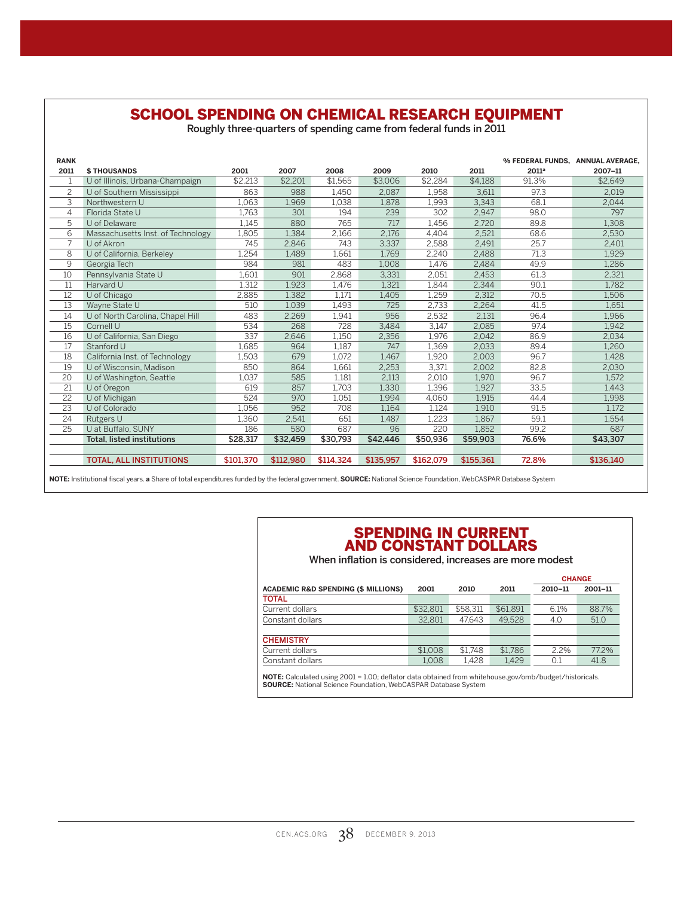## SCHOOL SPENDING ON CHEMICAL RESEARCH EQUIPMENT

Roughly three-quarters of spending came from federal funds in 2011

| RANK 2011 | $ THOUSANDS | 2001 | 2007 | 2008 | 2009 | 2010 | 2011 | % FEDERAL FUNDS, 2011[a] | ANNUAL AVERAGE, 2007–11 |
|---|---|---|---|---|---|---|---|---|---|
| 1 | U of Illinois, Urbana-Champaign | $2,213 | $2,201 | $1,565 | $3,006 | $2,284 | $4,188 | 91.3% | $2,649 |
| 2 | U of Southern Mississippi | 863 | 988 | 1,450 | 2,087 | 1,958 | 3,611 | 97.3 | 2,019 |
| 3 | Northwestern U | 1,063 | 1,969 | 1,038 | 1,878 | 1,993 | 3,343 | 68.1 | 2,044 |
| 4 | Florida State U | 1,763 | 301 | 194 | 239 | 302 | 2,947 | 98.0 | 797 |
| 5 | U of Delaware | 1,145 | 880 | 765 | 717 | 1,456 | 2,720 | 89.8 | 1,308 |
| 6 | Massachusetts Inst. of Technology | 1,805 | 1,384 | 2,166 | 2,176 | 4,404 | 2,521 | 68.6 | 2,530 |
| 7 | U of Akron | 745 | 2,846 | 743 | 3,337 | 2,588 | 2,491 | 25.7 | 2,401 |
| 8 | U of California, Berkeley | 1,254 | 1,489 | 1,661 | 1,769 | 2,240 | 2,488 | 71.3 | 1,929 |
| 9 | Georgia Tech | 984 | 981 | 483 | 1,008 | 1,476 | 2,484 | 49.9 | 1,286 |
| 10 | Pennsylvania State U | 1,601 | 901 | 2,868 | 3,331 | 2,051 | 2,453 | 61.3 | 2,321 |
| 11 | Harvard U | 1,312 | 1,923 | 1,476 | 1,321 | 1,844 | 2,344 | 90.1 | 1,782 |
| 12 | U of Chicago | 2,885 | 1,382 | 1,171 | 1,405 | 1,259 | 2,312 | 70.5 | 1,506 |
| 13 | Wayne State U | 510 | 1,039 | 1,493 | 725 | 2,733 | 2,264 | 41.5 | 1,651 |
| 14 | U of North Carolina, Chapel Hill | 483 | 2,269 | 1,941 | 956 | 2,532 | 2,131 | 96.4 | 1,966 |
| 15 | Cornell U | 534 | 268 | 728 | 3,484 | 3,147 | 2,085 | 97.4 | 1,942 |
| 16 | U of California, San Diego | 337 | 2,646 | 1,150 | 2,356 | 1,976 | 2,042 | 86.9 | 2,034 |
| 17 | Stanford U | 1,685 | 964 | 1,187 | 747 | 1,369 | 2,033 | 89.4 | 1,260 |
| 18 | California Inst. of Technology | 1,503 | 679 | 1,072 | 1,467 | 1,920 | 2,003 | 96.7 | 1,428 |
| 19 | U of Wisconsin, Madison | 850 | 864 | 1,661 | 2,253 | 3,371 | 2,002 | 82.8 | 2,030 |
| 20 | U of Washington, Seattle | 1,037 | 585 | 1,181 | 2,113 | 2,010 | 1,970 | 96.7 | 1,572 |
| 21 | U of Oregon | 619 | 857 | 1,703 | 1,330 | 1,396 | 1,927 | 33.5 | 1,443 |
| 22 | U of Michigan | 524 | 970 | 1,051 | 1,994 | 4,060 | 1,915 | 44.4 | 1,998 |
| 23 | U of Colorado | 1,056 | 952 | 708 | 1,164 | 1,124 | 1,910 | 91.5 | 1,172 |
| 24 | Rutgers U | 1,360 | 2,541 | 651 | 1,487 | 1,223 | 1,867 | 59.1 | 1,554 |
| 25 | U at Buffalo, SUNY | 186 | 580 | 687 | 96 | 220 | 1,852 | 99.2 | 687 |
| | **Total, listed institutions** | **$28,317** | **$32,459** | **$30,793** | **$42,446** | **$50,936** | **$59,903** | **76.6%** | **$43,307** |
| | **TOTAL, ALL INSTITUTIONS** | **$101,370** | **$112,980** | **$114,324** | **$135,957** | **$162,079** | **$155,361** | **72.8%** | **$136,140** |

**NOTE:** Institutional fiscal years. **a** Share of total expenditures funded by the federal government. **SOURCE:** National Science Foundation, WebCASPAR Database System

## SPENDING IN CURRENT AND CONSTANT DOLLARS

When inflation is considered, increases are more modest

| ACADEMIC R&D SPENDING ($ MILLIONS) | 2001 | 2010 | 2011 | CHANGE 2010–11 | CHANGE 2001–11 |
|---|---|---|---|---|---|
| **TOTAL** | | | | | |
| Current dollars | $32,801 | $58,311 | $61,891 | 6.1% | 88.7% |
| Constant dollars | 32,801 | 47,643 | 49,528 | 4.0 | 51.0 |
| **CHEMISTRY** | | | | | |
| Current dollars | $1,008 | $1,748 | $1,786 | 2.2% | 77.2% |
| Constant dollars | 1,008 | 1,428 | 1,429 | 0.1 | 41.8 |

**NOTE:** Calculated using 2001 = 1.00; deflator data obtained from whitehouse.gov/omb/budget/historicals. **SOURCE:** National Science Foundation, WebCASPAR Database System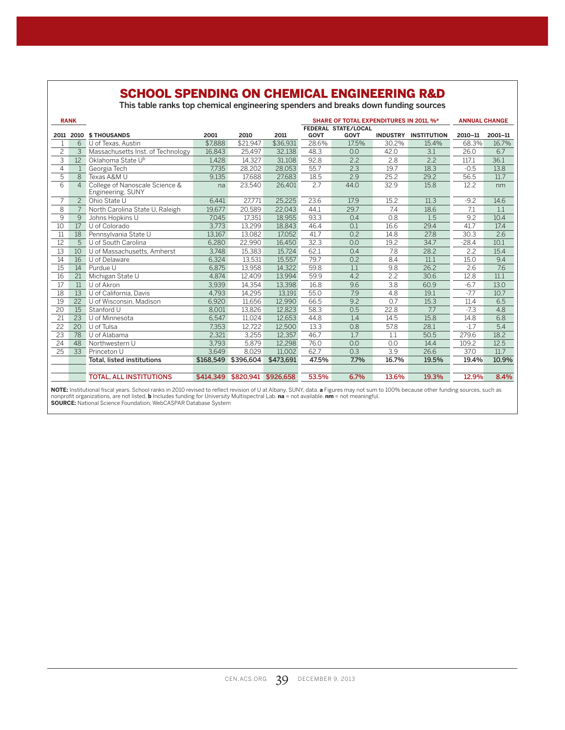# SCHOOL SPENDING ON CHEMICAL ENGINEERING R&D

**This table ranks top chemical engineering spenders and breaks down funding sources**

| RANK | | | | | | SHARE OF TOTAL EXPENDITURES IN 2011, %[a] | | | | ANNUAL CHANGE | |
|---|---|---|---|---|---|---|---|---|---|---|---|
| 2011 | 2010 | $ THOUSANDS | 2001 | 2010 | 2011 | FEDERAL GOVT | STATE/LOCAL GOVT | INDUSTRY | INSTITUTION | 2010–11 | 2001–11 |
| 1 | 6 | U of Texas, Austin | $7,888 | $21,947 | $36,931 | 28.6% | 17.5% | 30.2% | 15.4% | 68.3% | 16.7% |
| 2 | 3 | Massachusetts Inst. of Technology | 16,843 | 25,497 | 32,138 | 48.3 | 0.0 | 42.0 | 3.1 | 26.0 | 6.7 |
| 3 | 12 | Oklahoma State U[b] | 1,428 | 14,327 | 31,108 | 92.8 | 2.2 | 2.8 | 2.2 | 117.1 | 36.1 |
| 4 | 1 | Georgia Tech | 7,735 | 28,202 | 28,053 | 55.7 | 2.3 | 19.7 | 18.3 | -0.5 | 13.8 |
| 5 | 8 | Texas A&M U | 9,135 | 17,688 | 27,683 | 18.5 | 2.9 | 25.2 | 29.2 | 56.5 | 11.7 |
| 6 | 4 | College of Nanoscale Science & Engineering, SUNY | na | 23,540 | 26,401 | 2.7 | 44.0 | 32.9 | 15.8 | 12.2 | nm |
| 7 | 2 | Ohio State U | 6,441 | 27,771 | 25,225 | 23.6 | 17.9 | 15.2 | 11.3 | -9.2 | 14.6 |
| 8 | 7 | North Carolina State U, Raleigh | 19,677 | 20,589 | 22,043 | 44.1 | 29.7 | 7.4 | 18.6 | 7.1 | 1.1 |
| 9 | 9 | Johns Hopkins U | 7,045 | 17,351 | 18,955 | 93.3 | 0.4 | 0.8 | 1.5 | 9.2 | 10.4 |
| 10 | 17 | U of Colorado | 3,773 | 13,299 | 18,843 | 46.4 | 0.1 | 16.6 | 29.4 | 41.7 | 17.4 |
| 11 | 18 | Pennsylvania State U | 13,167 | 13,082 | 17,052 | 41.7 | 0.2 | 14.8 | 27.8 | 30.3 | 2.6 |
| 12 | 5 | U of South Carolina | 6,280 | 22,990 | 16,450 | 32.3 | 0.0 | 19.2 | 34.7 | -28.4 | 10.1 |
| 13 | 10 | U of Massachusetts, Amherst | 3,748 | 15,383 | 15,724 | 62.1 | 0.4 | 7.8 | 28.2 | 2.2 | 15.4 |
| 14 | 16 | U of Delaware | 6,324 | 13,531 | 15,557 | 79.7 | 0.2 | 8.4 | 11.1 | 15.0 | 9.4 |
| 15 | 14 | Purdue U | 6,875 | 13,958 | 14,322 | 59.8 | 1.1 | 9.8 | 26.2 | 2.6 | 7.6 |
| 16 | 21 | Michigan State U | 4,874 | 12,409 | 13,994 | 59.9 | 4.2 | 2.2 | 30.6 | 12.8 | 11.1 |
| 17 | 11 | U of Akron | 3,939 | 14,354 | 13,398 | 16.8 | 9.6 | 3.8 | 60.9 | -6.7 | 13.0 |
| 18 | 13 | U of California, Davis | 4,793 | 14,295 | 13,191 | 55.0 | 7.9 | 4.8 | 19.1 | -7.7 | 10.7 |
| 19 | 22 | U of Wisconsin, Madison | 6,920 | 11,656 | 12,990 | 66.5 | 9.2 | 0.7 | 15.3 | 11.4 | 6.5 |
| 20 | 15 | Stanford U | 8,001 | 13,826 | 12,823 | 58.3 | 0.5 | 22.8 | 7.7 | -7.3 | 4.8 |
| 21 | 23 | U of Minnesota | 6,547 | 11,024 | 12,653 | 44.8 | 1.4 | 14.5 | 15.8 | 14.8 | 6.8 |
| 22 | 20 | U of Tulsa | 7,353 | 12,722 | 12,500 | 13.3 | 0.8 | 57.8 | 28.1 | -1.7 | 5.4 |
| 23 | 78 | U of Alabama | 2,321 | 3,255 | 12,357 | 46.7 | 1.7 | 1.1 | 50.5 | 279.6 | 18.2 |
| 24 | 48 | Northwestern U | 3,793 | 5,879 | 12,298 | 76.0 | 0.0 | 0.0 | 14.4 | 109.2 | 12.5 |
| 25 | 33 | Princeton U | 3,649 | 8,029 | 11,002 | 62.7 | 0.3 | 3.9 | 26.6 | 37.0 | 11.7 |
| | | **Total, listed institutions** | **$168,549** | **$396,604** | **$473,691** | **47.5%** | **7.7%** | **16.7%** | **19.5%** | **19.4%** | **10.9%** |
| | | **TOTAL, ALL INSTITUTIONS** | **$414,349** | **$820,941** | **$926,658** | **53.5%** | **6.7%** | **13.6%** | **19.3%** | **12.9%** | **8.4%** |

**NOTE:** Institutional fiscal years. School ranks in 2010 revised to reflect revision of U at Albany, SUNY, data. **a** Figures may not sum to 100% because other funding sources, such as nonprofit organizations, are not listed. **b** Includes funding for University Multispectral Lab. **na** = not available. **nm** = not meaningful.
**SOURCE:** National Science Foundation, WebCASPAR Database System